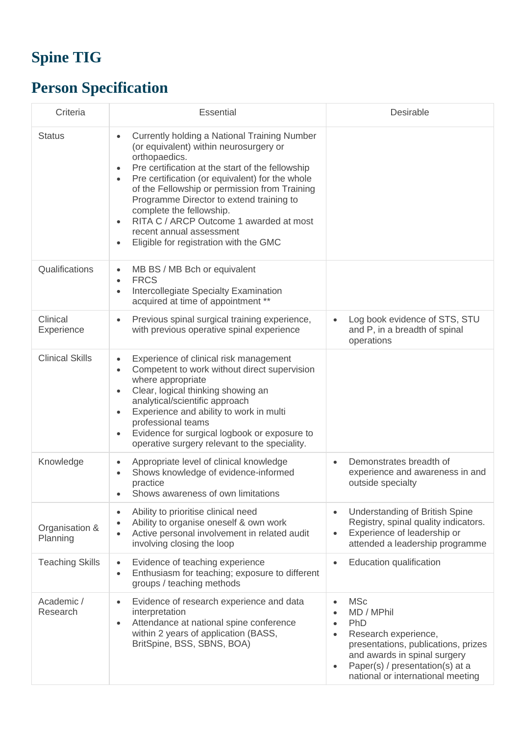# Spine TIG

# Person Specification

| Criteria | Essential | Desirable |
|---|---|---|
| Status | • Currently holding a National Training Number (or equivalent) within neurosurgery or orthopaedics.<br>• Pre certification at the start of the fellowship<br>• Pre certification (or equivalent) for the whole of the Fellowship or permission from Training Programme Director to extend training to complete the fellowship.<br>• RITA C / ARCP Outcome 1 awarded at most recent annual assessment<br>• Eligible for registration with the GMC | |
| Qualifications | • MB BS / MB Bch or equivalent<br>• FRCS<br>• Intercollegiate Specialty Examination acquired at time of appointment ** | |
| Clinical Experience | • Previous spinal surgical training experience, with previous operative spinal experience | • Log book evidence of STS, STU and P, in a breadth of spinal operations |
| Clinical Skills | • Experience of clinical risk management<br>• Competent to work without direct supervision where appropriate<br>• Clear, logical thinking showing an analytical/scientific approach<br>• Experience and ability to work in multi professional teams<br>• Evidence for surgical logbook or exposure to operative surgery relevant to the speciality. | |
| Knowledge | • Appropriate level of clinical knowledge<br>• Shows knowledge of evidence-informed practice<br>• Shows awareness of own limitations | • Demonstrates breadth of experience and awareness in and outside specialty |
| Organisation & Planning | • Ability to prioritise clinical need<br>• Ability to organise oneself & own work<br>• Active personal involvement in related audit involving closing the loop | • Understanding of British Spine Registry, spinal quality indicators.<br>• Experience of leadership or attended a leadership programme |
| Teaching Skills | • Evidence of teaching experience<br>• Enthusiasm for teaching; exposure to different groups / teaching methods | • Education qualification |
| Academic / Research | • Evidence of research experience and data interpretation<br>• Attendance at national spine conference within 2 years of application (BASS, BritSpine, BSS, SBNS, BOA) | • MSc<br>• MD / MPhil<br>• PhD<br>• Research experience, presentations, publications, prizes and awards in spinal surgery<br>• Paper(s) / presentation(s) at a national or international meeting |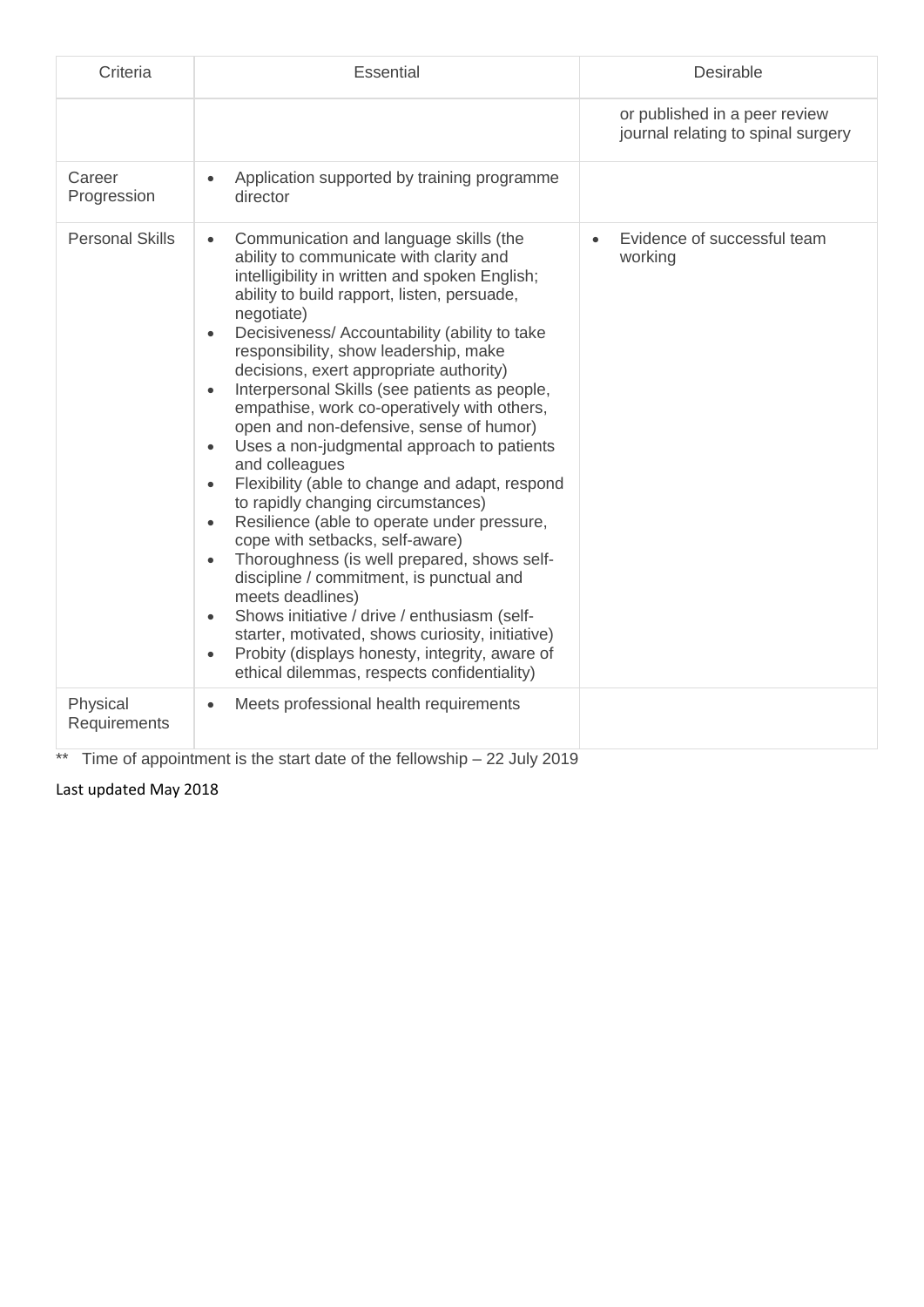| Criteria | Essential | Desirable |
|---|---|---|
| | | or published in a peer review journal relating to spinal surgery |
| Career Progression | • Application supported by training programme director | |
| Personal Skills | • Communication and language skills (the ability to communicate with clarity and intelligibility in written and spoken English; ability to build rapport, listen, persuade, negotiate)<br>• Decisiveness/ Accountability (ability to take responsibility, show leadership, make decisions, exert appropriate authority)<br>• Interpersonal Skills (see patients as people, empathise, work co-operatively with others, open and non-defensive, sense of humor)<br>• Uses a non-judgmental approach to patients and colleagues<br>• Flexibility (able to change and adapt, respond to rapidly changing circumstances)<br>• Resilience (able to operate under pressure, cope with setbacks, self-aware)<br>• Thoroughness (is well prepared, shows self-discipline / commitment, is punctual and meets deadlines)<br>• Shows initiative / drive / enthusiasm (self-starter, motivated, shows curiosity, initiative)<br>• Probity (displays honesty, integrity, aware of ethical dilemmas, respects confidentiality) | • Evidence of successful team working |
| Physical Requirements | • Meets professional health requirements | |

** Time of appointment is the start date of the fellowship – 22 July 2019

Last updated May 2018